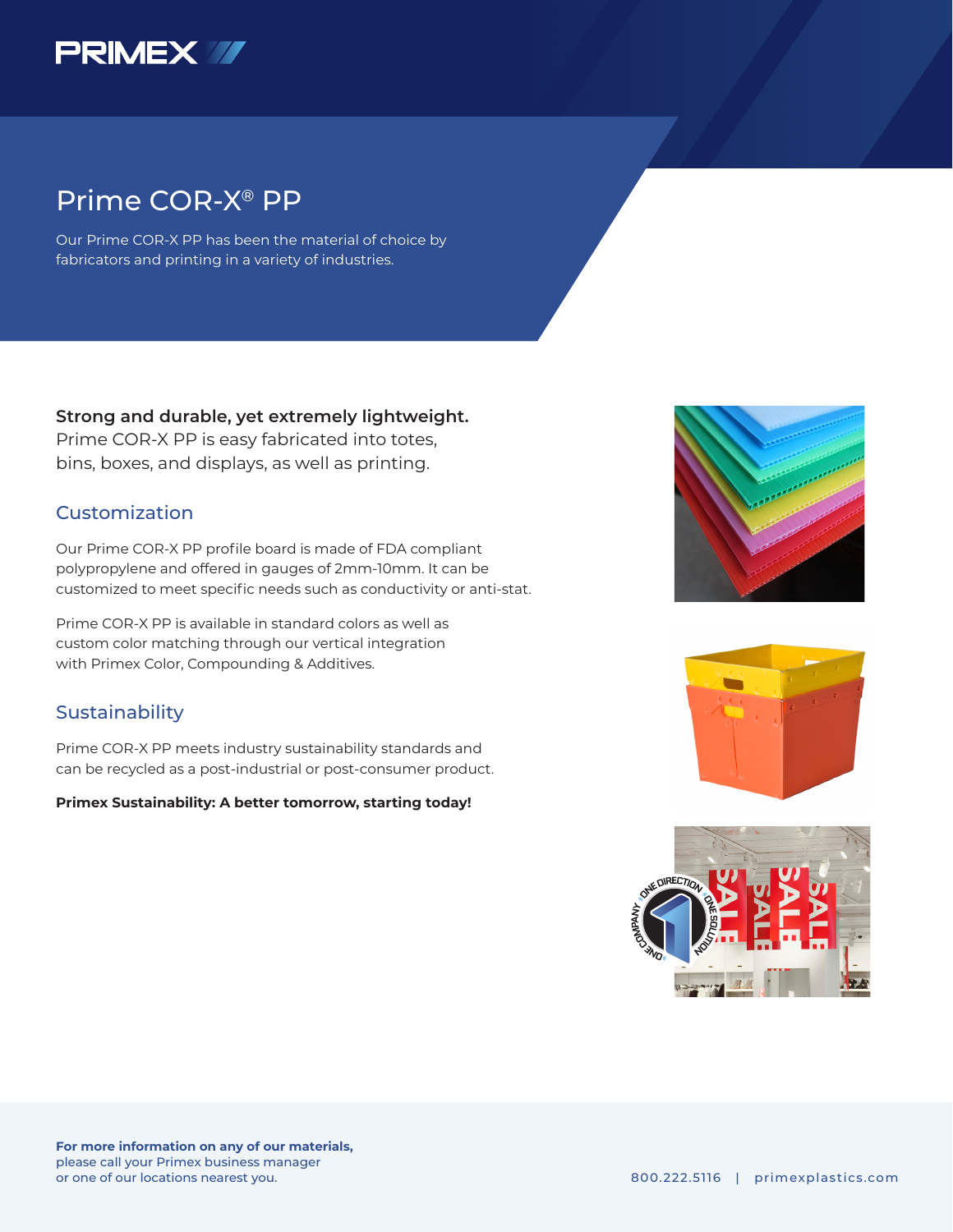PRIMEX

# Prime COR-X® PP

Our Prime COR-X PP has been the material of choice by fabricators and printing in a variety of industries.

**Strong and durable, yet extremely lightweight.**
Prime COR-X PP is easy fabricated into totes, bins, boxes, and displays, as well as printing.

## Customization

Our Prime COR-X PP profile board is made of FDA compliant polypropylene and offered in gauges of 2mm-10mm. It can be customized to meet specific needs such as conductivity or anti-stat.

Prime COR-X PP is available in standard colors as well as custom color matching through our vertical integration with Primex Color, Compounding & Additives.

## Sustainability

Prime COR-X PP meets industry sustainability standards and can be recycled as a post-industrial or post-consumer product.

**Primex Sustainability: A better tomorrow, starting today!**

**For more information on any of our materials,**
please call your Primex business manager
or one of our locations nearest you.

800.222.5116 | primexplastics.com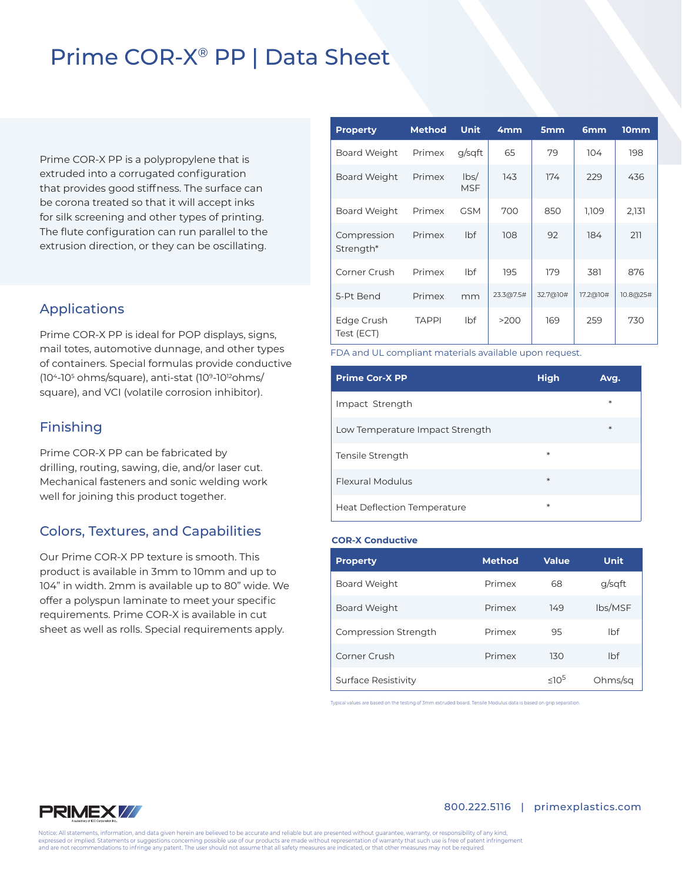# Prime COR-X® PP | Data Sheet

Prime COR-X PP is a polypropylene that is extruded into a corrugated configuration that provides good stiffness. The surface can be corona treated so that it will accept inks for silk screening and other types of printing. The flute configuration can run parallel to the extrusion direction, or they can be oscillating.

## Applications

Prime COR-X PP is ideal for POP displays, signs, mail totes, automotive dunnage, and other types of containers. Special formulas provide conductive ($10^4$-$10^5$ ohms/square), anti-stat ($10^9$-$10^{12}$ohms/square), and VCI (volatile corrosion inhibitor).

## Finishing

Prime COR-X PP can be fabricated by drilling, routing, sawing, die, and/or laser cut. Mechanical fasteners and sonic welding work well for joining this product together.

## Colors, Textures, and Capabilities

Our Prime COR-X PP texture is smooth. This product is available in 3mm to 10mm and up to 104" in width. 2mm is available up to 80" wide. We offer a polyspun laminate to meet your specific requirements. Prime COR-X is available in cut sheet as well as rolls. Special requirements apply.

| Property | Method | Unit | 4mm | 5mm | 6mm | 10mm |
|---|---|---|---|---|---|---|
| Board Weight | Primex | g/sqft | 65 | 79 | 104 | 198 |
| Board Weight | Primex | lbs/MSF | 143 | 174 | 229 | 436 |
| Board Weight | Primex | GSM | 700 | 850 | 1,109 | 2,131 |
| Compression Strength* | Primex | lbf | 108 | 92 | 184 | 211 |
| Corner Crush | Primex | lbf | 195 | 179 | 381 | 876 |
| 5-Pt Bend | Primex | mm | 23.3@7.5# | 32.7@10# | 17.2@10# | 10.8@25# |
| Edge Crush Test (ECT) | TAPPI | lbf | >200 | 169 | 259 | 730 |

FDA and UL compliant materials available upon request.

| Prime Cor-X PP | High | Avg. |
|---|---|---|
| Impact Strength | | * |
| Low Temperature Impact Strength | | * |
| Tensile Strength | * | |
| Flexural Modulus | * | |
| Heat Deflection Temperature | * | |

**COR-X Conductive**

| Property | Method | Value | Unit |
|---|---|---|---|
| Board Weight | Primex | 68 | g/sqft |
| Board Weight | Primex | 149 | lbs/MSF |
| Compression Strength | Primex | 95 | lbf |
| Corner Crush | Primex | 130 | lbf |
| Surface Resistivity | | ≤$10^5$ | Ohms/sq |

Typical values are based on the testing of 3mm extruded board. Tensile Modulus data is based on grip separation.

PRIMEX — A subsidiary of ICC Corporation Inc.

800.222.5116 | primexplastics.com

Notice: All statements, information, and data given herein are believed to be accurate and reliable but are presented without guarantee, warranty, or responsibility of any kind, expressed or implied. Statements or suggestions concerning possible use of our products are made without representation of warranty that such use is free of patent infringement and are not recommendations to infringe any patent. The user should not assume that all safety measures are indicated, or that other measures may not be required.